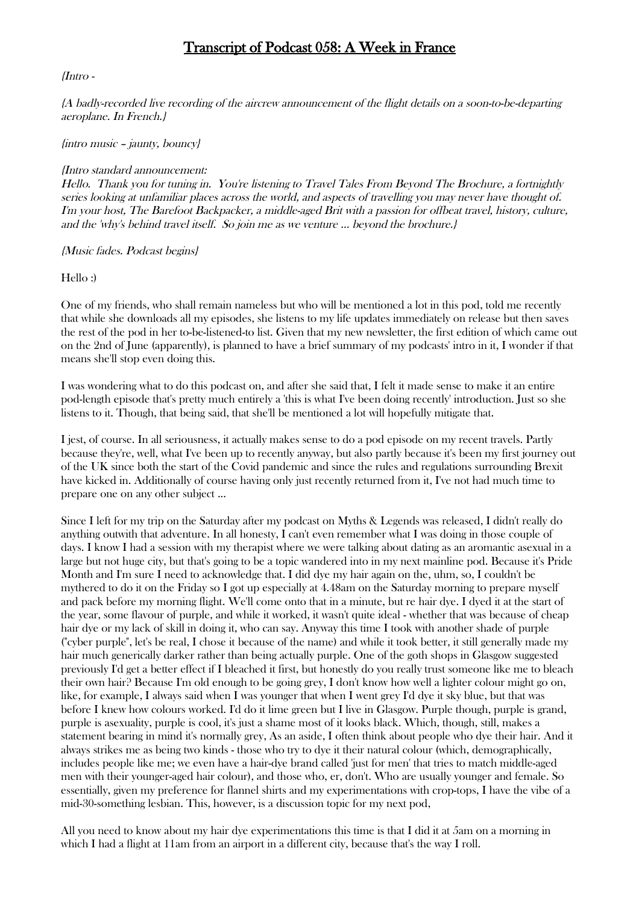# Transcript of Podcast 058: A Week in France

*{Intro -*

*{A badly-recorded live recording of the aircrew announcement of the flight details on a soon-to-be-departing aeroplane. In French.}*

*{intro music – jaunty, bouncy}*

*{Intro standard announcement:*
*Hello. Thank you for tuning in. You're listening to Travel Tales From Beyond The Brochure, a fortnightly series looking at unfamiliar places across the world, and aspects of travelling you may never have thought of. I'm your host, The Barefoot Backpacker, a middle-aged Brit with a passion for offbeat travel, history, culture, and the 'why's behind travel itself. So join me as we venture … beyond the brochure.}*

*{Music fades. Podcast begins}*

Hello :)

One of my friends, who shall remain nameless but who will be mentioned a lot in this pod, told me recently that while she downloads all my episodes, she listens to my life updates immediately on release but then saves the rest of the pod in her to-be-listened-to list. Given that my new newsletter, the first edition of which came out on the 2nd of June (apparently), is planned to have a brief summary of my podcasts' intro in it, I wonder if that means she'll stop even doing this.

I was wondering what to do this podcast on, and after she said that, I felt it made sense to make it an entire pod-length episode that's pretty much entirely a 'this is what I've been doing recently' introduction. Just so she listens to it. Though, that being said, that she'll be mentioned a lot will hopefully mitigate that.

I jest, of course. In all seriousness, it actually makes sense to do a pod episode on my recent travels. Partly because they're, well, what I've been up to recently anyway, but also partly because it's been my first journey out of the UK since both the start of the Covid pandemic and since the rules and regulations surrounding Brexit have kicked in. Additionally of course having only just recently returned from it, I've not had much time to prepare one on any other subject …

Since I left for my trip on the Saturday after my podcast on Myths & Legends was released, I didn't really do anything outwith that adventure. In all honesty, I can't even remember what I was doing in those couple of days. I know I had a session with my therapist where we were talking about dating as an aromantic asexual in a large but not huge city, but that's going to be a topic wandered into in my next mainline pod. Because it's Pride Month and I'm sure I need to acknowledge that. I did dye my hair again on the, uhm, so, I couldn't be mythered to do it on the Friday so I got up especially at 4.48am on the Saturday morning to prepare myself and pack before my morning flight. We'll come onto that in a minute, but re hair dye. I dyed it at the start of the year, some flavour of purple, and while it worked, it wasn't quite ideal - whether that was because of cheap hair dye or my lack of skill in doing it, who can say. Anyway this time I took with another shade of purple ("cyber purple", let's be real, I chose it because of the name) and while it took better, it still generally made my hair much generically darker rather than being actually purple. One of the goth shops in Glasgow suggested previously I'd get a better effect if I bleached it first, but honestly do you really trust someone like me to bleach their own hair? Because I'm old enough to be going grey, I don't know how well a lighter colour might go on, like, for example, I always said when I was younger that when I went grey I'd dye it sky blue, but that was before I knew how colours worked. I'd do it lime green but I live in Glasgow. Purple though, purple is grand, purple is asexuality, purple is cool, it's just a shame most of it looks black. Which, though, still, makes a statement bearing in mind it's normally grey, As an aside, I often think about people who dye their hair. And it always strikes me as being two kinds - those who try to dye it their natural colour (which, demographically, includes people like me; we even have a hair-dye brand called 'just for men' that tries to match middle-aged men with their younger-aged hair colour), and those who, er, don't. Who are usually younger and female. So essentially, given my preference for flannel shirts and my experimentations with crop-tops, I have the vibe of a mid-30-something lesbian. This, however, is a discussion topic for my next pod,

All you need to know about my hair dye experimentations this time is that I did it at 5am on a morning in which I had a flight at 11am from an airport in a different city, because that's the way I roll.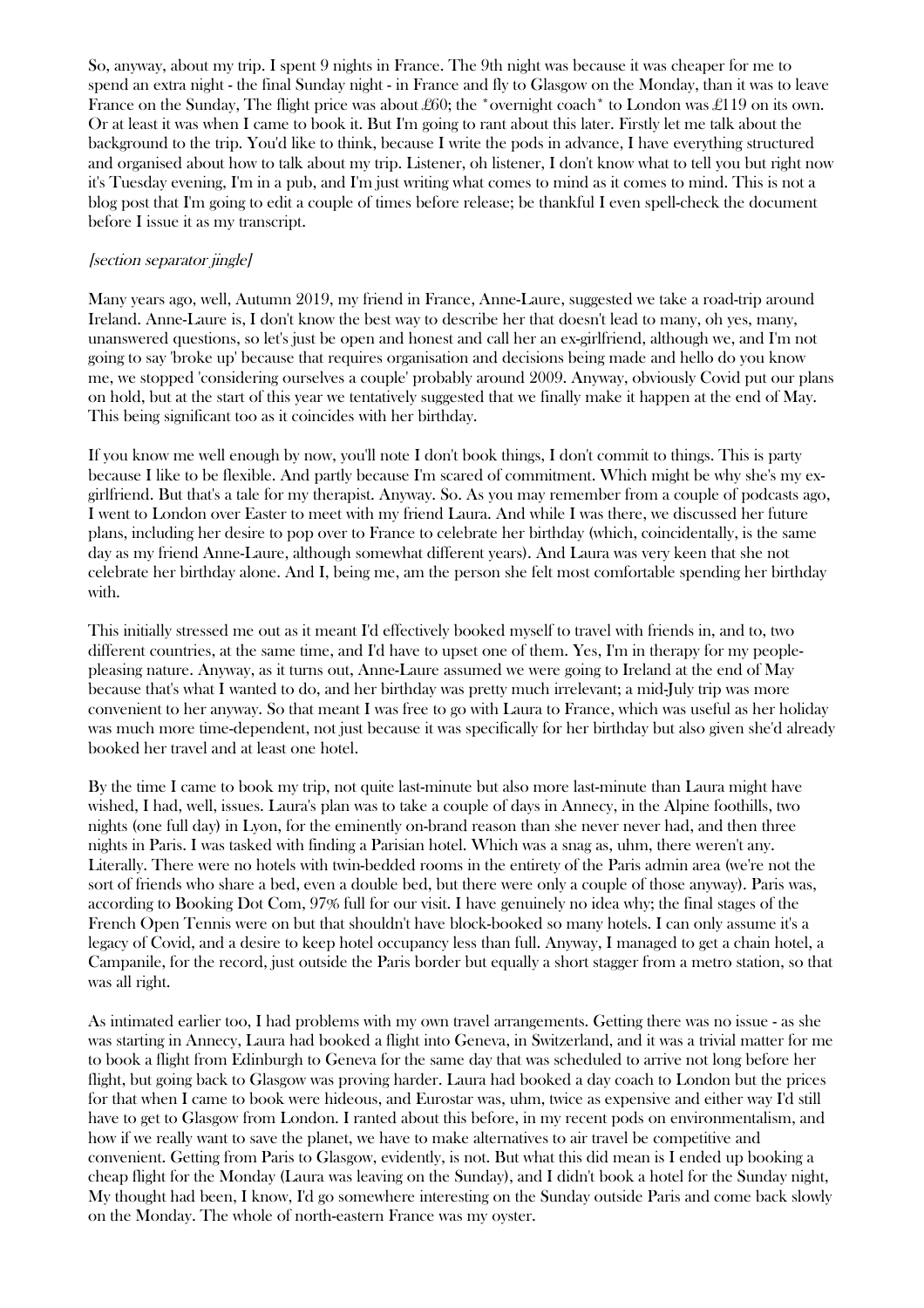So, anyway, about my trip. I spent 9 nights in France. The 9th night was because it was cheaper for me to spend an extra night - the final Sunday night - in France and fly to Glasgow on the Monday, than it was to leave France on the Sunday, The flight price was about £60; the *overnight coach* to London was £119 on its own. Or at least it was when I came to book it. But I'm going to rant about this later. Firstly let me talk about the background to the trip. You'd like to think, because I write the pods in advance, I have everything structured and organised about how to talk about my trip. Listener, oh listener, I don't know what to tell you but right now it's Tuesday evening, I'm in a pub, and I'm just writing what comes to mind as it comes to mind. This is not a blog post that I'm going to edit a couple of times before release; be thankful I even spell-check the document before I issue it as my transcript.

*[section separator jingle]*

Many years ago, well, Autumn 2019, my friend in France, Anne-Laure, suggested we take a road-trip around Ireland. Anne-Laure is, I don't know the best way to describe her that doesn't lead to many, oh yes, many, unanswered questions, so let's just be open and honest and call her an ex-girlfriend, although we, and I'm not going to say 'broke up' because that requires organisation and decisions being made and hello do you know me, we stopped 'considering ourselves a couple' probably around 2009. Anyway, obviously Covid put our plans on hold, but at the start of this year we tentatively suggested that we finally make it happen at the end of May. This being significant too as it coincides with her birthday.

If you know me well enough by now, you'll note I don't book things, I don't commit to things. This is party because I like to be flexible. And partly because I'm scared of commitment. Which might be why she's my ex-girlfriend. But that's a tale for my therapist. Anyway. So. As you may remember from a couple of podcasts ago, I went to London over Easter to meet with my friend Laura. And while I was there, we discussed her future plans, including her desire to pop over to France to celebrate her birthday (which, coincidentally, is the same day as my friend Anne-Laure, although somewhat different years). And Laura was very keen that she not celebrate her birthday alone. And I, being me, am the person she felt most comfortable spending her birthday with.

This initially stressed me out as it meant I'd effectively booked myself to travel with friends in, and to, two different countries, at the same time, and I'd have to upset one of them. Yes, I'm in therapy for my people-pleasing nature. Anyway, as it turns out, Anne-Laure assumed we were going to Ireland at the end of May because that's what I wanted to do, and her birthday was pretty much irrelevant; a mid-July trip was more convenient to her anyway. So that meant I was free to go with Laura to France, which was useful as her holiday was much more time-dependent, not just because it was specifically for her birthday but also given she'd already booked her travel and at least one hotel.

By the time I came to book my trip, not quite last-minute but also more last-minute than Laura might have wished, I had, well, issues. Laura's plan was to take a couple of days in Annecy, in the Alpine foothills, two nights (one full day) in Lyon, for the eminently on-brand reason than she never never had, and then three nights in Paris. I was tasked with finding a Parisian hotel. Which was a snag as, uhm, there weren't any. Literally. There were no hotels with twin-bedded rooms in the entirety of the Paris admin area (we're not the sort of friends who share a bed, even a double bed, but there were only a couple of those anyway). Paris was, according to Booking Dot Com, 97% full for our visit. I have genuinely no idea why; the final stages of the French Open Tennis were on but that shouldn't have block-booked so many hotels. I can only assume it's a legacy of Covid, and a desire to keep hotel occupancy less than full. Anyway, I managed to get a chain hotel, a Campanile, for the record, just outside the Paris border but equally a short stagger from a metro station, so that was all right.

As intimated earlier too, I had problems with my own travel arrangements. Getting there was no issue - as she was starting in Annecy, Laura had booked a flight into Geneva, in Switzerland, and it was a trivial matter for me to book a flight from Edinburgh to Geneva for the same day that was scheduled to arrive not long before her flight, but going back to Glasgow was proving harder. Laura had booked a day coach to London but the prices for that when I came to book were hideous, and Eurostar was, uhm, twice as expensive and either way I'd still have to get to Glasgow from London. I ranted about this before, in my recent pods on environmentalism, and how if we really want to save the planet, we have to make alternatives to air travel be competitive and convenient. Getting from Paris to Glasgow, evidently, is not. But what this did mean is I ended up booking a cheap flight for the Monday (Laura was leaving on the Sunday), and I didn't book a hotel for the Sunday night, My thought had been, I know, I'd go somewhere interesting on the Sunday outside Paris and come back slowly on the Monday. The whole of north-eastern France was my oyster.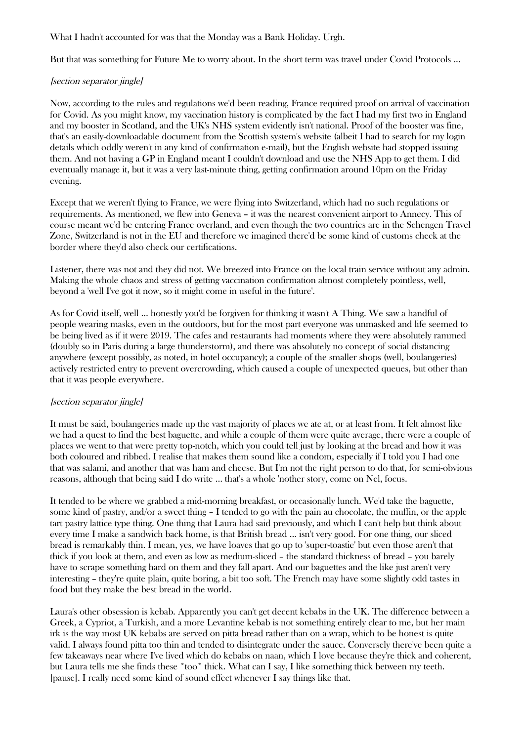What I hadn't accounted for was that the Monday was a Bank Holiday. Urgh.

But that was something for Future Me to worry about. In the short term was travel under Covid Protocols ...

*[section separator jingle]*

Now, according to the rules and regulations we'd been reading, France required proof on arrival of vaccination for Covid. As you might know, my vaccination history is complicated by the fact I had my first two in England and my booster in Scotland, and the UK's NHS system evidently isn't national. Proof of the booster was fine, that's an easily-downloadable document from the Scottish system's website (albeit I had to search for my login details which oddly weren't in any kind of confirmation e-mail), but the English website had stopped issuing them. And not having a GP in England meant I couldn't download and use the NHS App to get them. I did eventually manage it, but it was a very last-minute thing, getting confirmation around 10pm on the Friday evening.

Except that we weren't flying to France, we were flying into Switzerland, which had no such regulations or requirements. As mentioned, we flew into Geneva – it was the nearest convenient airport to Annecy. This of course meant we'd be entering France overland, and even though the two countries are in the Schengen Travel Zone, Switzerland is not in the EU and therefore we imagined there'd be some kind of customs check at the border where they'd also check our certifications.

Listener, there was not and they did not. We breezed into France on the local train service without any admin. Making the whole chaos and stress of getting vaccination confirmation almost completely pointless, well, beyond a 'well I've got it now, so it might come in useful in the future'.

As for Covid itself, well ... honestly you'd be forgiven for thinking it wasn't A Thing. We saw a handful of people wearing masks, even in the outdoors, but for the most part everyone was unmasked and life seemed to be being lived as if it were 2019. The cafes and restaurants had moments where they were absolutely rammed (doubly so in Paris during a large thunderstorm), and there was absolutely no concept of social distancing anywhere (except possibly, as noted, in hotel occupancy); a couple of the smaller shops (well, boulangeries) actively restricted entry to prevent overcrowding, which caused a couple of unexpected queues, but other than that it was people everywhere.

*[section separator jingle]*

It must be said, boulangeries made up the vast majority of places we ate at, or at least from. It felt almost like we had a quest to find the best baguette, and while a couple of them were quite average, there were a couple of places we went to that were pretty top-notch, which you could tell just by looking at the bread and how it was both coloured and ribbed. I realise that makes them sound like a condom, especially if I told you I had one that was salami, and another that was ham and cheese. But I'm not the right person to do that, for semi-obvious reasons, although that being said I do write ... that's a whole 'nother story, come on Nel, focus.

It tended to be where we grabbed a mid-morning breakfast, or occasionally lunch. We'd take the baguette, some kind of pastry, and/or a sweet thing – I tended to go with the pain au chocolate, the muffin, or the apple tart pastry lattice type thing. One thing that Laura had said previously, and which I can't help but think about every time I make a sandwich back home, is that British bread ... isn't very good. For one thing, our sliced bread is remarkably thin. I mean, yes, we have loaves that go up to 'super-toastie' but even those aren't that thick if you look at them, and even as low as medium-sliced – the standard thickness of bread – you barely have to scrape something hard on them and they fall apart. And our baguettes and the like just aren't very interesting – they're quite plain, quite boring, a bit too soft. The French may have some slightly odd tastes in food but they make the best bread in the world.

Laura's other obsession is kebab. Apparently you can't get decent kebabs in the UK. The difference between a Greek, a Cypriot, a Turkish, and a more Levantine kebab is not something entirely clear to me, but her main irk is the way most UK kebabs are served on pitta bread rather than on a wrap, which to be honest is quite valid. I always found pitta too thin and tended to disintegrate under the sauce. Conversely there've been quite a few takeaways near where I've lived which do kebabs on naan, which I love because they're thick and coherent, but Laura tells me she finds these *too* thick. What can I say, I like something thick between my teeth. [pause]. I really need some kind of sound effect whenever I say things like that.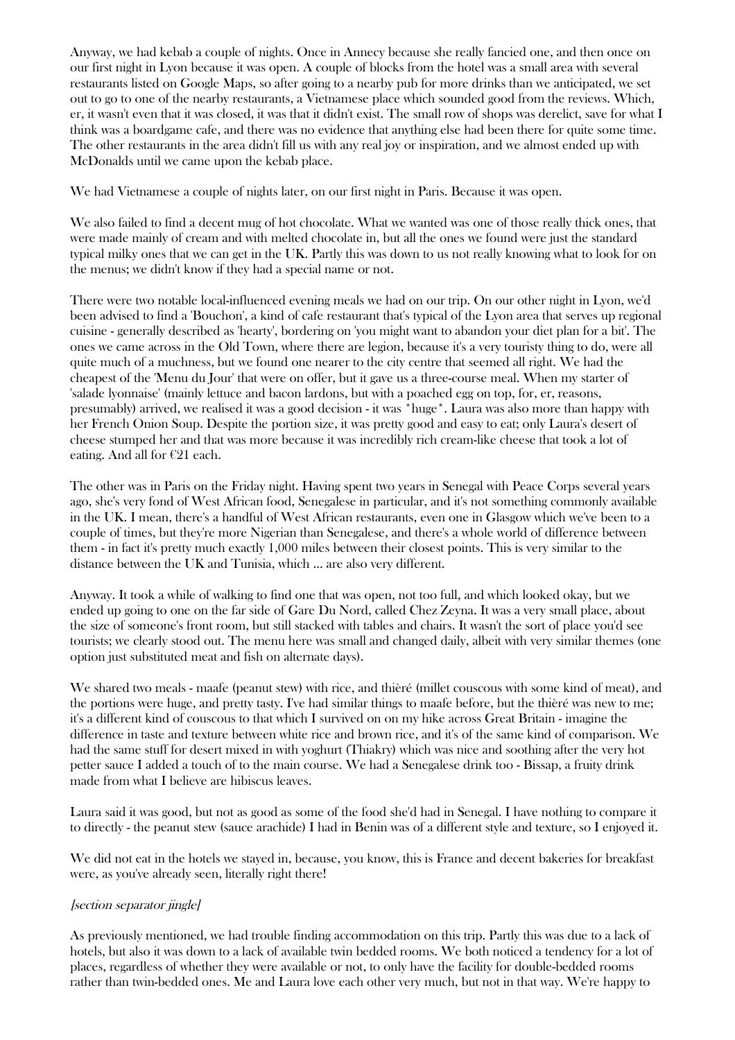Anyway, we had kebab a couple of nights. Once in Annecy because she really fancied one, and then once on our first night in Lyon because it was open. A couple of blocks from the hotel was a small area with several restaurants listed on Google Maps, so after going to a nearby pub for more drinks than we anticipated, we set out to go to one of the nearby restaurants, a Vietnamese place which sounded good from the reviews. Which, er, it wasn't even that it was closed, it was that it didn't exist. The small row of shops was derelict, save for what I think was a boardgame cafe, and there was no evidence that anything else had been there for quite some time. The other restaurants in the area didn't fill us with any real joy or inspiration, and we almost ended up with McDonalds until we came upon the kebab place.

We had Vietnamese a couple of nights later, on our first night in Paris. Because it was open.

We also failed to find a decent mug of hot chocolate. What we wanted was one of those really thick ones, that were made mainly of cream and with melted chocolate in, but all the ones we found were just the standard typical milky ones that we can get in the UK. Partly this was down to us not really knowing what to look for on the menus; we didn't know if they had a special name or not.

There were two notable local-influenced evening meals we had on our trip. On our other night in Lyon, we'd been advised to find a 'Bouchon', a kind of cafe restaurant that's typical of the Lyon area that serves up regional cuisine - generally described as 'hearty', bordering on 'you might want to abandon your diet plan for a bit'. The ones we came across in the Old Town, where there are legion, because it's a very touristy thing to do, were all quite much of a muchness, but we found one nearer to the city centre that seemed all right. We had the cheapest of the 'Menu du Jour' that were on offer, but it gave us a three-course meal. When my starter of 'salade lyonnaise' (mainly lettuce and bacon lardons, but with a poached egg on top, for, er, reasons, presumably) arrived, we realised it was a good decision - it was *huge*. Laura was also more than happy with her French Onion Soup. Despite the portion size, it was pretty good and easy to eat; only Laura's desert of cheese stumped her and that was more because it was incredibly rich cream-like cheese that took a lot of eating. And all for €21 each.

The other was in Paris on the Friday night. Having spent two years in Senegal with Peace Corps several years ago, she's very fond of West African food, Senegalese in particular, and it's not something commonly available in the UK. I mean, there's a handful of West African restaurants, even one in Glasgow which we've been to a couple of times, but they're more Nigerian than Senegalese, and there's a whole world of difference between them - in fact it's pretty much exactly 1,000 miles between their closest points. This is very similar to the distance between the UK and Tunisia, which ... are also very different.

Anyway. It took a while of walking to find one that was open, not too full, and which looked okay, but we ended up going to one on the far side of Gare Du Nord, called Chez Zeyna. It was a very small place, about the size of someone's front room, but still stacked with tables and chairs. It wasn't the sort of place you'd see tourists; we clearly stood out. The menu here was small and changed daily, albeit with very similar themes (one option just substituted meat and fish on alternate days).

We shared two meals - maafe (peanut stew) with rice, and thièré (millet couscous with some kind of meat), and the portions were huge, and pretty tasty. I've had similar things to maafe before, but the thièré was new to me; it's a different kind of couscous to that which I survived on on my hike across Great Britain - imagine the difference in taste and texture between white rice and brown rice, and it's of the same kind of comparison. We had the same stuff for desert mixed in with yoghurt (Thiakry) which was nice and soothing after the very hot petter sauce I added a touch of to the main course. We had a Senegalese drink too - Bissap, a fruity drink made from what I believe are hibiscus leaves.

Laura said it was good, but not as good as some of the food she'd had in Senegal. I have nothing to compare it to directly - the peanut stew (sauce arachide) I had in Benin was of a different style and texture, so I enjoyed it.

We did not eat in the hotels we stayed in, because, you know, this is France and decent bakeries for breakfast were, as you've already seen, literally right there!

*[section separator jingle]*

As previously mentioned, we had trouble finding accommodation on this trip. Partly this was due to a lack of hotels, but also it was down to a lack of available twin bedded rooms. We both noticed a tendency for a lot of places, regardless of whether they were available or not, to only have the facility for double-bedded rooms rather than twin-bedded ones. Me and Laura love each other very much, but not in that way. We're happy to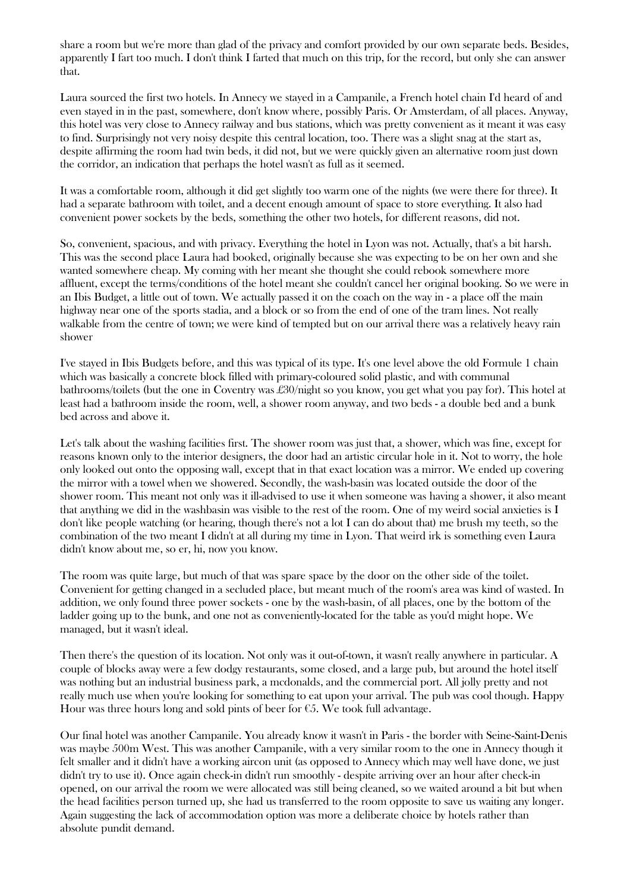share a room but we're more than glad of the privacy and comfort provided by our own separate beds. Besides, apparently I fart too much. I don't think I farted that much on this trip, for the record, but only she can answer that.

Laura sourced the first two hotels. In Annecy we stayed in a Campanile, a French hotel chain I'd heard of and even stayed in in the past, somewhere, don't know where, possibly Paris. Or Amsterdam, of all places. Anyway, this hotel was very close to Annecy railway and bus stations, which was pretty convenient as it meant it was easy to find. Surprisingly not very noisy despite this central location, too. There was a slight snag at the start as, despite affirming the room had twin beds, it did not, but we were quickly given an alternative room just down the corridor, an indication that perhaps the hotel wasn't as full as it seemed.

It was a comfortable room, although it did get slightly too warm one of the nights (we were there for three). It had a separate bathroom with toilet, and a decent enough amount of space to store everything. It also had convenient power sockets by the beds, something the other two hotels, for different reasons, did not.

So, convenient, spacious, and with privacy. Everything the hotel in Lyon was not. Actually, that's a bit harsh. This was the second place Laura had booked, originally because she was expecting to be on her own and she wanted somewhere cheap. My coming with her meant she thought she could rebook somewhere more affluent, except the terms/conditions of the hotel meant she couldn't cancel her original booking. So we were in an Ibis Budget, a little out of town. We actually passed it on the coach on the way in - a place off the main highway near one of the sports stadia, and a block or so from the end of one of the tram lines. Not really walkable from the centre of town; we were kind of tempted but on our arrival there was a relatively heavy rain shower

I've stayed in Ibis Budgets before, and this was typical of its type. It's one level above the old Formule 1 chain which was basically a concrete block filled with primary-coloured solid plastic, and with communal bathrooms/toilets (but the one in Coventry was £30/night so you know, you get what you pay for). This hotel at least had a bathroom inside the room, well, a shower room anyway, and two beds - a double bed and a bunk bed across and above it.

Let's talk about the washing facilities first. The shower room was just that, a shower, which was fine, except for reasons known only to the interior designers, the door had an artistic circular hole in it. Not to worry, the hole only looked out onto the opposing wall, except that in that exact location was a mirror. We ended up covering the mirror with a towel when we showered. Secondly, the wash-basin was located outside the door of the shower room. This meant not only was it ill-advised to use it when someone was having a shower, it also meant that anything we did in the washbasin was visible to the rest of the room. One of my weird social anxieties is I don't like people watching (or hearing, though there's not a lot I can do about that) me brush my teeth, so the combination of the two meant I didn't at all during my time in Lyon. That weird irk is something even Laura didn't know about me, so er, hi, now you know.

The room was quite large, but much of that was spare space by the door on the other side of the toilet. Convenient for getting changed in a secluded place, but meant much of the room's area was kind of wasted. In addition, we only found three power sockets - one by the wash-basin, of all places, one by the bottom of the ladder going up to the bunk, and one not as conveniently-located for the table as you'd might hope. We managed, but it wasn't ideal.

Then there's the question of its location. Not only was it out-of-town, it wasn't really anywhere in particular. A couple of blocks away were a few dodgy restaurants, some closed, and a large pub, but around the hotel itself was nothing but an industrial business park, a mcdonalds, and the commercial port. All jolly pretty and not really much use when you're looking for something to eat upon your arrival. The pub was cool though. Happy Hour was three hours long and sold pints of beer for €5. We took full advantage.

Our final hotel was another Campanile. You already know it wasn't in Paris - the border with Seine-Saint-Denis was maybe 500m West. This was another Campanile, with a very similar room to the one in Annecy though it felt smaller and it didn't have a working aircon unit (as opposed to Annecy which may well have done, we just didn't try to use it). Once again check-in didn't run smoothly - despite arriving over an hour after check-in opened, on our arrival the room we were allocated was still being cleaned, so we waited around a bit but when the head facilities person turned up, she had us transferred to the room opposite to save us waiting any longer. Again suggesting the lack of accommodation option was more a deliberate choice by hotels rather than absolute pundit demand.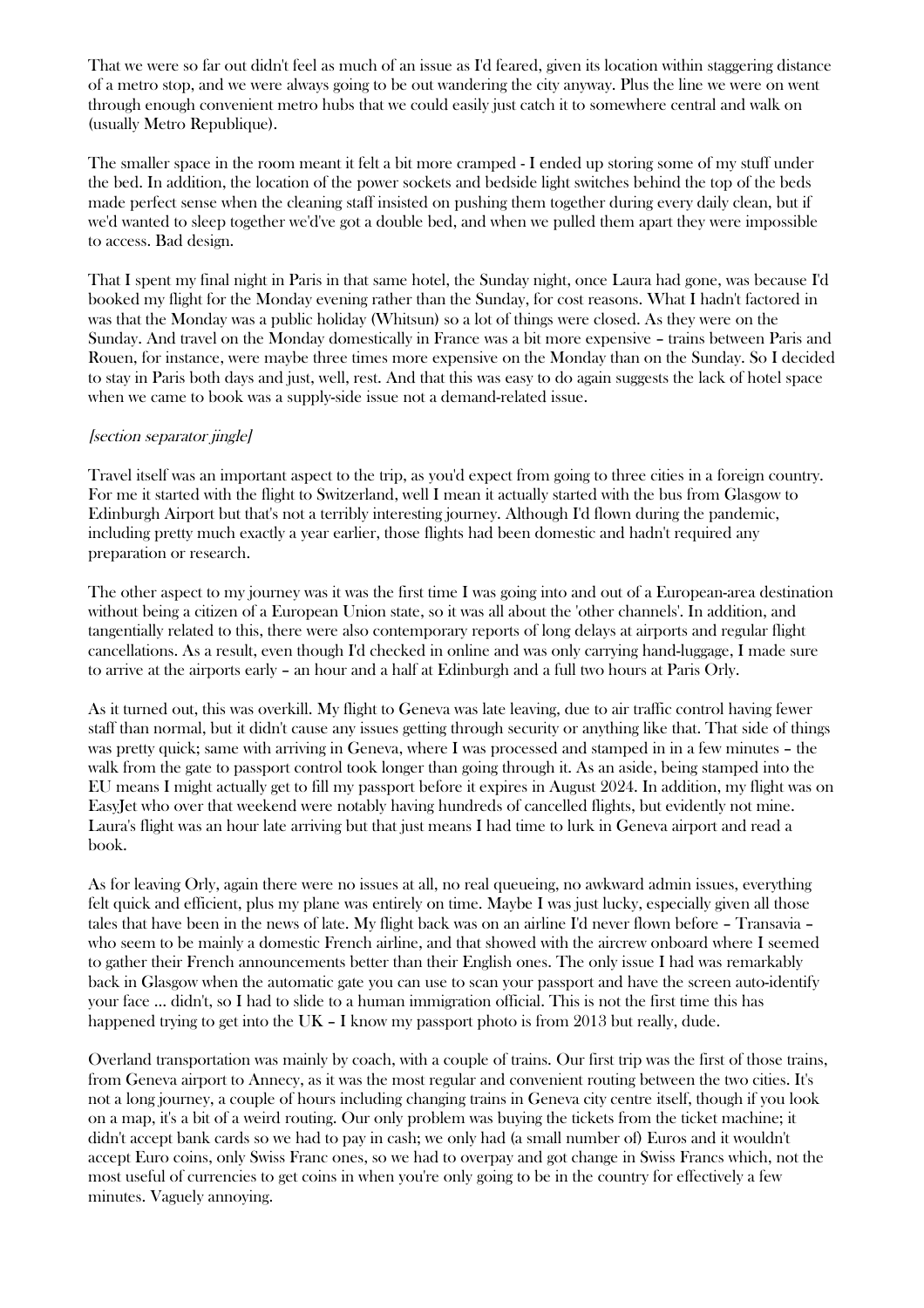That we were so far out didn't feel as much of an issue as I'd feared, given its location within staggering distance of a metro stop, and we were always going to be out wandering the city anyway. Plus the line we were on went through enough convenient metro hubs that we could easily just catch it to somewhere central and walk on (usually Metro Republique).

The smaller space in the room meant it felt a bit more cramped - I ended up storing some of my stuff under the bed. In addition, the location of the power sockets and bedside light switches behind the top of the beds made perfect sense when the cleaning staff insisted on pushing them together during every daily clean, but if we'd wanted to sleep together we'd've got a double bed, and when we pulled them apart they were impossible to access. Bad design.

That I spent my final night in Paris in that same hotel, the Sunday night, once Laura had gone, was because I'd booked my flight for the Monday evening rather than the Sunday, for cost reasons. What I hadn't factored in was that the Monday was a public holiday (Whitsun) so a lot of things were closed. As they were on the Sunday. And travel on the Monday domestically in France was a bit more expensive – trains between Paris and Rouen, for instance, were maybe three times more expensive on the Monday than on the Sunday. So I decided to stay in Paris both days and just, well, rest. And that this was easy to do again suggests the lack of hotel space when we came to book was a supply-side issue not a demand-related issue.

*[section separator jingle]*

Travel itself was an important aspect to the trip, as you'd expect from going to three cities in a foreign country. For me it started with the flight to Switzerland, well I mean it actually started with the bus from Glasgow to Edinburgh Airport but that's not a terribly interesting journey. Although I'd flown during the pandemic, including pretty much exactly a year earlier, those flights had been domestic and hadn't required any preparation or research.

The other aspect to my journey was it was the first time I was going into and out of a European-area destination without being a citizen of a European Union state, so it was all about the 'other channels'. In addition, and tangentially related to this, there were also contemporary reports of long delays at airports and regular flight cancellations. As a result, even though I'd checked in online and was only carrying hand-luggage, I made sure to arrive at the airports early – an hour and a half at Edinburgh and a full two hours at Paris Orly.

As it turned out, this was overkill. My flight to Geneva was late leaving, due to air traffic control having fewer staff than normal, but it didn't cause any issues getting through security or anything like that. That side of things was pretty quick; same with arriving in Geneva, where I was processed and stamped in in a few minutes – the walk from the gate to passport control took longer than going through it. As an aside, being stamped into the EU means I might actually get to fill my passport before it expires in August 2024. In addition, my flight was on EasyJet who over that weekend were notably having hundreds of cancelled flights, but evidently not mine. Laura's flight was an hour late arriving but that just means I had time to lurk in Geneva airport and read a book.

As for leaving Orly, again there were no issues at all, no real queueing, no awkward admin issues, everything felt quick and efficient, plus my plane was entirely on time. Maybe I was just lucky, especially given all those tales that have been in the news of late. My flight back was on an airline I'd never flown before – Transavia – who seem to be mainly a domestic French airline, and that showed with the aircrew onboard where I seemed to gather their French announcements better than their English ones. The only issue I had was remarkably back in Glasgow when the automatic gate you can use to scan your passport and have the screen auto-identify your face ... didn't, so I had to slide to a human immigration official. This is not the first time this has happened trying to get into the UK – I know my passport photo is from 2013 but really, dude.

Overland transportation was mainly by coach, with a couple of trains. Our first trip was the first of those trains, from Geneva airport to Annecy, as it was the most regular and convenient routing between the two cities. It's not a long journey, a couple of hours including changing trains in Geneva city centre itself, though if you look on a map, it's a bit of a weird routing. Our only problem was buying the tickets from the ticket machine; it didn't accept bank cards so we had to pay in cash; we only had (a small number of) Euros and it wouldn't accept Euro coins, only Swiss Franc ones, so we had to overpay and got change in Swiss Francs which, not the most useful of currencies to get coins in when you're only going to be in the country for effectively a few minutes. Vaguely annoying.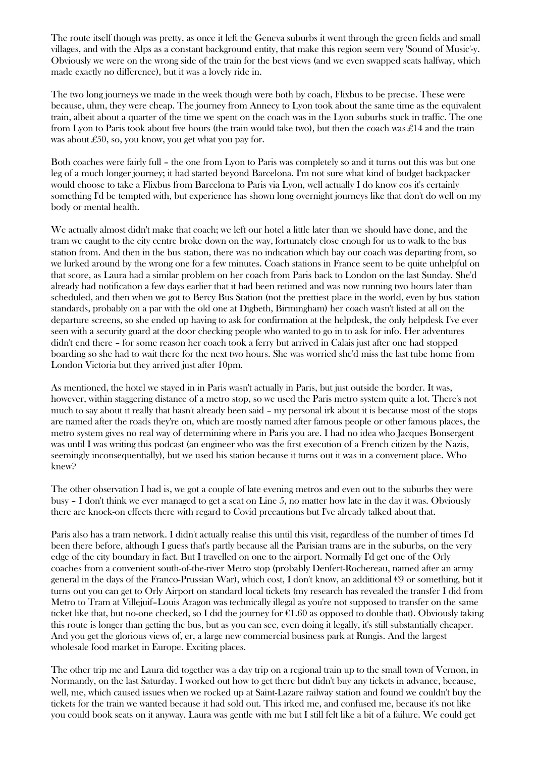The route itself though was pretty, as once it left the Geneva suburbs it went through the green fields and small villages, and with the Alps as a constant background entity, that make this region seem very 'Sound of Music'-y. Obviously we were on the wrong side of the train for the best views (and we even swapped seats halfway, which made exactly no difference), but it was a lovely ride in.

The two long journeys we made in the week though were both by coach, Flixbus to be precise. These were because, uhm, they were cheap. The journey from Annecy to Lyon took about the same time as the equivalent train, albeit about a quarter of the time we spent on the coach was in the Lyon suburbs stuck in traffic. The one from Lyon to Paris took about five hours (the train would take two), but then the coach was £14 and the train was about £50, so, you know, you get what you pay for.

Both coaches were fairly full – the one from Lyon to Paris was completely so and it turns out this was but one leg of a much longer journey; it had started beyond Barcelona. I'm not sure what kind of budget backpacker would choose to take a Flixbus from Barcelona to Paris via Lyon, well actually I do know cos it's certainly something I'd be tempted with, but experience has shown long overnight journeys like that don't do well on my body or mental health.

We actually almost didn't make that coach; we left our hotel a little later than we should have done, and the tram we caught to the city centre broke down on the way, fortunately close enough for us to walk to the bus station from. And then in the bus station, there was no indication which bay our coach was departing from, so we lurked around by the wrong one for a few minutes. Coach stations in France seem to be quite unhelpful on that score, as Laura had a similar problem on her coach from Paris back to London on the last Sunday. She'd already had notification a few days earlier that it had been retimed and was now running two hours later than scheduled, and then when we got to Bercy Bus Station (not the prettiest place in the world, even by bus station standards, probably on a par with the old one at Digbeth, Birmingham) her coach wasn't listed at all on the departure screens, so she ended up having to ask for confirmation at the helpdesk, the only helpdesk I've ever seen with a security guard at the door checking people who wanted to go in to ask for info. Her adventures didn't end there – for some reason her coach took a ferry but arrived in Calais just after one had stopped boarding so she had to wait there for the next two hours. She was worried she'd miss the last tube home from London Victoria but they arrived just after 10pm.

As mentioned, the hotel we stayed in in Paris wasn't actually in Paris, but just outside the border. It was, however, within staggering distance of a metro stop, so we used the Paris metro system quite a lot. There's not much to say about it really that hasn't already been said – my personal irk about it is because most of the stops are named after the roads they're on, which are mostly named after famous people or other famous places, the metro system gives no real way of determining where in Paris you are. I had no idea who Jacques Bonsergent was until I was writing this podcast (an engineer who was the first execution of a French citizen by the Nazis, seemingly inconsequentially), but we used his station because it turns out it was in a convenient place. Who knew?

The other observation I had is, we got a couple of late evening metros and even out to the suburbs they were busy – I don't think we ever managed to get a seat on Line 5, no matter how late in the day it was. Obviously there are knock-on effects there with regard to Covid precautions but I've already talked about that.

Paris also has a tram network. I didn't actually realise this until this visit, regardless of the number of times I'd been there before, although I guess that's partly because all the Parisian trams are in the suburbs, on the very edge of the city boundary in fact. But I travelled on one to the airport. Normally I'd get one of the Orly coaches from a convenient south-of-the-river Metro stop (probably Denfert-Rochereau, named after an army general in the days of the Franco-Prussian War), which cost, I don't know, an additional €9 or something, but it turns out you can get to Orly Airport on standard local tickets (my research has revealed the transfer I did from Metro to Tram at Villejuif–Louis Aragon was technically illegal as you're not supposed to transfer on the same ticket like that, but no-one checked, so I did the journey for €1.60 as opposed to double that). Obviously taking this route is longer than getting the bus, but as you can see, even doing it legally, it's still substantially cheaper. And you get the glorious views of, er, a large new commercial business park at Rungis. And the largest wholesale food market in Europe. Exciting places.

The other trip me and Laura did together was a day trip on a regional train up to the small town of Vernon, in Normandy, on the last Saturday. I worked out how to get there but didn't buy any tickets in advance, because, well, me, which caused issues when we rocked up at Saint-Lazare railway station and found we couldn't buy the tickets for the train we wanted because it had sold out. This irked me, and confused me, because it's not like you could book seats on it anyway. Laura was gentle with me but I still felt like a bit of a failure. We could get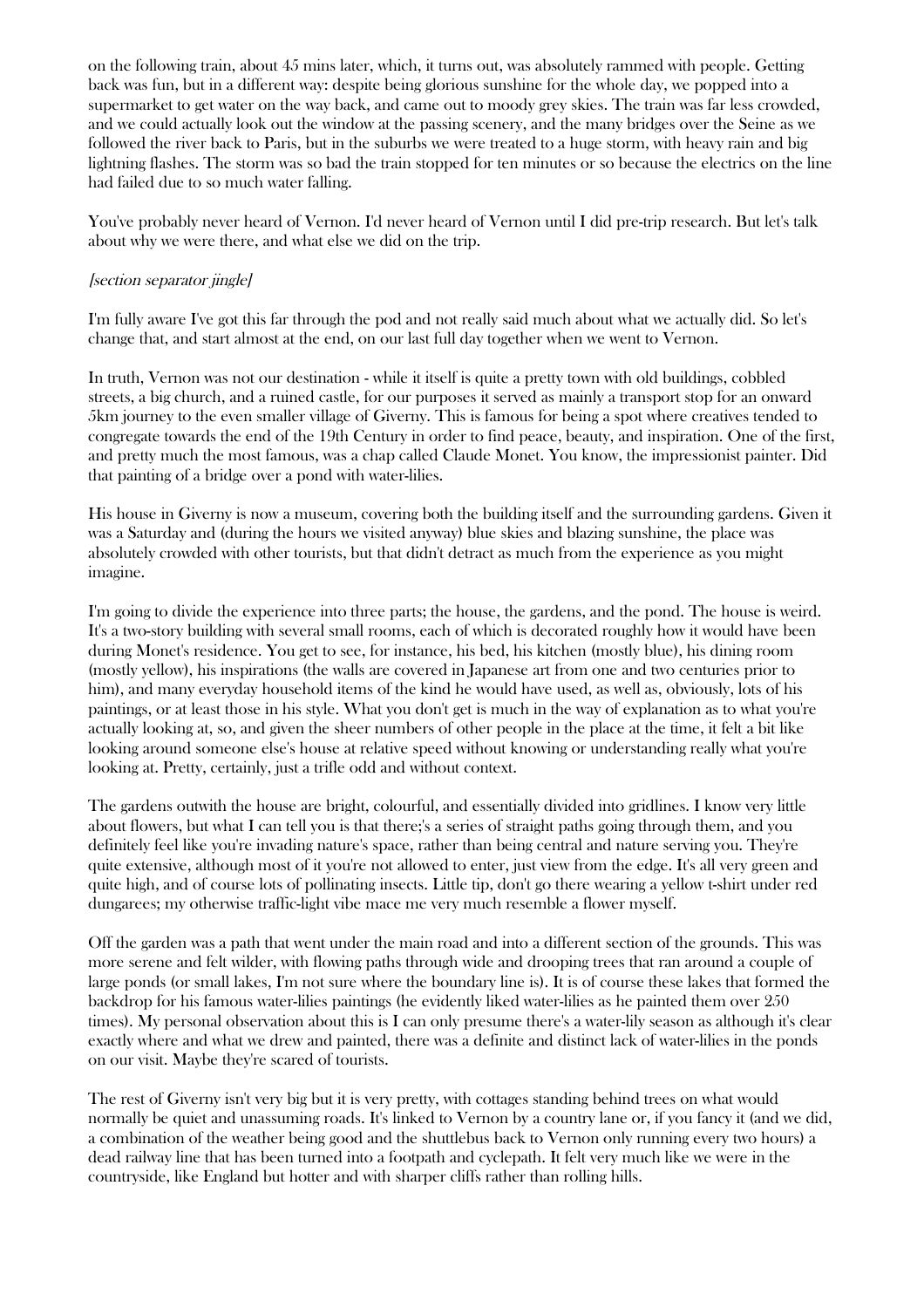on the following train, about 45 mins later, which, it turns out, was absolutely rammed with people. Getting back was fun, but in a different way: despite being glorious sunshine for the whole day, we popped into a supermarket to get water on the way back, and came out to moody grey skies. The train was far less crowded, and we could actually look out the window at the passing scenery, and the many bridges over the Seine as we followed the river back to Paris, but in the suburbs we were treated to a huge storm, with heavy rain and big lightning flashes. The storm was so bad the train stopped for ten minutes or so because the electrics on the line had failed due to so much water falling.

You've probably never heard of Vernon. I'd never heard of Vernon until I did pre-trip research. But let's talk about why we were there, and what else we did on the trip.

*[section separator jingle]*

I'm fully aware I've got this far through the pod and not really said much about what we actually did. So let's change that, and start almost at the end, on our last full day together when we went to Vernon.

In truth, Vernon was not our destination - while it itself is quite a pretty town with old buildings, cobbled streets, a big church, and a ruined castle, for our purposes it served as mainly a transport stop for an onward 5km journey to the even smaller village of Giverny. This is famous for being a spot where creatives tended to congregate towards the end of the 19th Century in order to find peace, beauty, and inspiration. One of the first, and pretty much the most famous, was a chap called Claude Monet. You know, the impressionist painter. Did that painting of a bridge over a pond with water-lilies.

His house in Giverny is now a museum, covering both the building itself and the surrounding gardens. Given it was a Saturday and (during the hours we visited anyway) blue skies and blazing sunshine, the place was absolutely crowded with other tourists, but that didn't detract as much from the experience as you might imagine.

I'm going to divide the experience into three parts; the house, the gardens, and the pond. The house is weird. It's a two-story building with several small rooms, each of which is decorated roughly how it would have been during Monet's residence. You get to see, for instance, his bed, his kitchen (mostly blue), his dining room (mostly yellow), his inspirations (the walls are covered in Japanese art from one and two centuries prior to him), and many everyday household items of the kind he would have used, as well as, obviously, lots of his paintings, or at least those in his style. What you don't get is much in the way of explanation as to what you're actually looking at, so, and given the sheer numbers of other people in the place at the time, it felt a bit like looking around someone else's house at relative speed without knowing or understanding really what you're looking at. Pretty, certainly, just a trifle odd and without context.

The gardens outwith the house are bright, colourful, and essentially divided into gridlines. I know very little about flowers, but what I can tell you is that there;'s a series of straight paths going through them, and you definitely feel like you're invading nature's space, rather than being central and nature serving you. They're quite extensive, although most of it you're not allowed to enter, just view from the edge. It's all very green and quite high, and of course lots of pollinating insects. Little tip, don't go there wearing a yellow t-shirt under red dungarees; my otherwise traffic-light vibe mace me very much resemble a flower myself.

Off the garden was a path that went under the main road and into a different section of the grounds. This was more serene and felt wilder, with flowing paths through wide and drooping trees that ran around a couple of large ponds (or small lakes, I'm not sure where the boundary line is). It is of course these lakes that formed the backdrop for his famous water-lilies paintings (he evidently liked water-lilies as he painted them over 250 times). My personal observation about this is I can only presume there's a water-lily season as although it's clear exactly where and what we drew and painted, there was a definite and distinct lack of water-lilies in the ponds on our visit. Maybe they're scared of tourists.

The rest of Giverny isn't very big but it is very pretty, with cottages standing behind trees on what would normally be quiet and unassuming roads. It's linked to Vernon by a country lane or, if you fancy it (and we did, a combination of the weather being good and the shuttlebus back to Vernon only running every two hours) a dead railway line that has been turned into a footpath and cyclepath. It felt very much like we were in the countryside, like England but hotter and with sharper cliffs rather than rolling hills.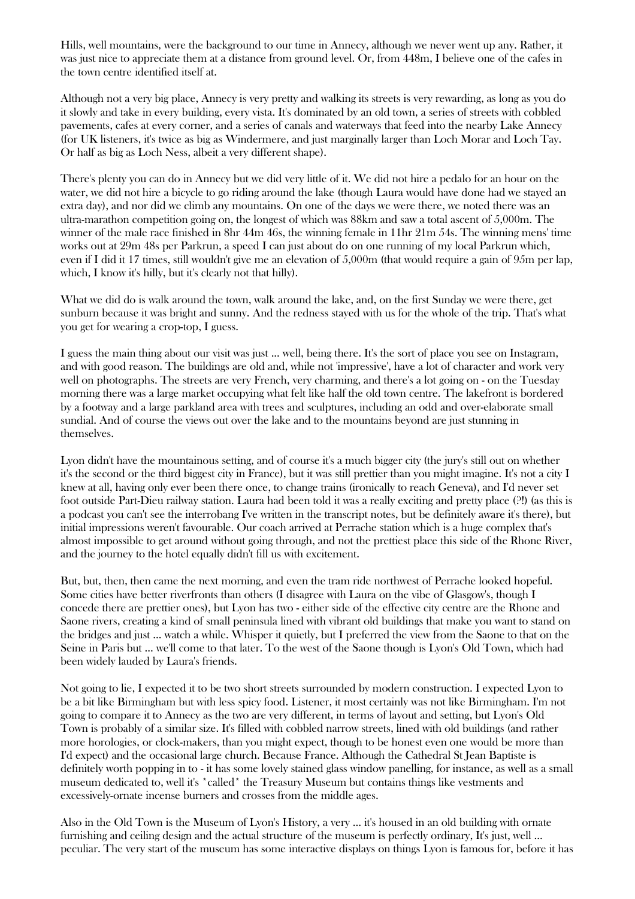Hills, well mountains, were the background to our time in Annecy, although we never went up any. Rather, it was just nice to appreciate them at a distance from ground level. Or, from 448m, I believe one of the cafes in the town centre identified itself at.

Although not a very big place, Annecy is very pretty and walking its streets is very rewarding, as long as you do it slowly and take in every building, every vista. It's dominated by an old town, a series of streets with cobbled pavements, cafes at every corner, and a series of canals and waterways that feed into the nearby Lake Annecy (for UK listeners, it's twice as big as Windermere, and just marginally larger than Loch Morar and Loch Tay. Or half as big as Loch Ness, albeit a very different shape).

There's plenty you can do in Annecy but we did very little of it. We did not hire a pedalo for an hour on the water, we did not hire a bicycle to go riding around the lake (though Laura would have done had we stayed an extra day), and nor did we climb any mountains. On one of the days we were there, we noted there was an ultra-marathon competition going on, the longest of which was 88km and saw a total ascent of 5,000m. The winner of the male race finished in 8hr 44m 46s, the winning female in 11hr 21m 54s. The winning mens' time works out at 29m 48s per Parkrun, a speed I can just about do on one running of my local Parkrun which, even if I did it 17 times, still wouldn't give me an elevation of 5,000m (that would require a gain of 95m per lap, which, I know it's hilly, but it's clearly not that hilly).

What we did do is walk around the town, walk around the lake, and, on the first Sunday we were there, get sunburn because it was bright and sunny. And the redness stayed with us for the whole of the trip. That's what you get for wearing a crop-top, I guess.

I guess the main thing about our visit was just ... well, being there. It's the sort of place you see on Instagram, and with good reason. The buildings are old and, while not 'impressive', have a lot of character and work very well on photographs. The streets are very French, very charming, and there's a lot going on - on the Tuesday morning there was a large market occupying what felt like half the old town centre. The lakefront is bordered by a footway and a large parkland area with trees and sculptures, including an odd and over-elaborate small sundial. And of course the views out over the lake and to the mountains beyond are just stunning in themselves.

Lyon didn't have the mountainous setting, and of course it's a much bigger city (the jury's still out on whether it's the second or the third biggest city in France), but it was still prettier than you might imagine. It's not a city I knew at all, having only ever been there once, to change trains (ironically to reach Geneva), and I'd never set foot outside Part-Dieu railway station. Laura had been told it was a really exciting and pretty place (?!) (as this is a podcast you can't see the interrobang I've written in the transcript notes, but be definitely aware it's there), but initial impressions weren't favourable. Our coach arrived at Perrache station which is a huge complex that's almost impossible to get around without going through, and not the prettiest place this side of the Rhone River, and the journey to the hotel equally didn't fill us with excitement.

But, but, then, then came the next morning, and even the tram ride northwest of Perrache looked hopeful. Some cities have better riverfronts than others (I disagree with Laura on the vibe of Glasgow's, though I concede there are prettier ones), but Lyon has two - either side of the effective city centre are the Rhone and Saone rivers, creating a kind of small peninsula lined with vibrant old buildings that make you want to stand on the bridges and just ... watch a while. Whisper it quietly, but I preferred the view from the Saone to that on the Seine in Paris but ... we'll come to that later. To the west of the Saone though is Lyon's Old Town, which had been widely lauded by Laura's friends.

Not going to lie, I expected it to be two short streets surrounded by modern construction. I expected Lyon to be a bit like Birmingham but with less spicy food. Listener, it most certainly was not like Birmingham. I'm not going to compare it to Annecy as the two are very different, in terms of layout and setting, but Lyon's Old Town is probably of a similar size. It's filled with cobbled narrow streets, lined with old buildings (and rather more horologies, or clock-makers, than you might expect, though to be honest even one would be more than I'd expect) and the occasional large church. Because France. Although the Cathedral St Jean Baptiste is definitely worth popping in to - it has some lovely stained glass window panelling, for instance, as well as a small museum dedicated to, well it's *called* the Treasury Museum but contains things like vestments and excessively-ornate incense burners and crosses from the middle ages.

Also in the Old Town is the Museum of Lyon's History, a very ... it's housed in an old building with ornate furnishing and ceiling design and the actual structure of the museum is perfectly ordinary, It's just, well ... peculiar. The very start of the museum has some interactive displays on things Lyon is famous for, before it has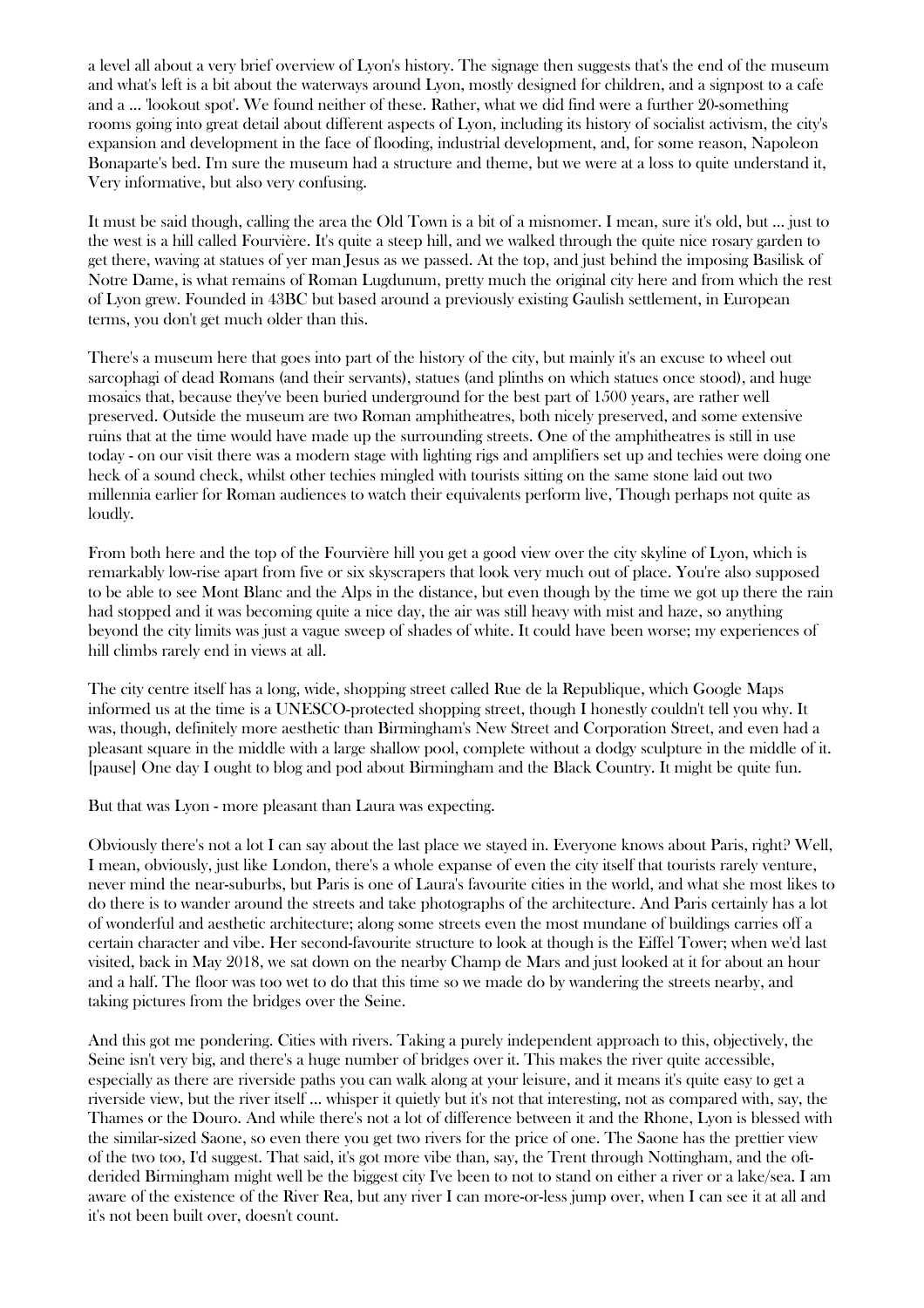a level all about a very brief overview of Lyon's history. The signage then suggests that's the end of the museum and what's left is a bit about the waterways around Lyon, mostly designed for children, and a signpost to a cafe and a ... 'lookout spot'. We found neither of these. Rather, what we did find were a further 20-something rooms going into great detail about different aspects of Lyon, including its history of socialist activism, the city's expansion and development in the face of flooding, industrial development, and, for some reason, Napoleon Bonaparte's bed. I'm sure the museum had a structure and theme, but we were at a loss to quite understand it, Very informative, but also very confusing.

It must be said though, calling the area the Old Town is a bit of a misnomer. I mean, sure it's old, but ... just to the west is a hill called Fourvière. It's quite a steep hill, and we walked through the quite nice rosary garden to get there, waving at statues of yer man Jesus as we passed. At the top, and just behind the imposing Basilisk of Notre Dame, is what remains of Roman Lugdunum, pretty much the original city here and from which the rest of Lyon grew. Founded in 43BC but based around a previously existing Gaulish settlement, in European terms, you don't get much older than this.

There's a museum here that goes into part of the history of the city, but mainly it's an excuse to wheel out sarcophagi of dead Romans (and their servants), statues (and plinths on which statues once stood), and huge mosaics that, because they've been buried underground for the best part of 1500 years, are rather well preserved. Outside the museum are two Roman amphitheatres, both nicely preserved, and some extensive ruins that at the time would have made up the surrounding streets. One of the amphitheatres is still in use today - on our visit there was a modern stage with lighting rigs and amplifiers set up and techies were doing one heck of a sound check, whilst other techies mingled with tourists sitting on the same stone laid out two millennia earlier for Roman audiences to watch their equivalents perform live, Though perhaps not quite as loudly.

From both here and the top of the Fourvière hill you get a good view over the city skyline of Lyon, which is remarkably low-rise apart from five or six skyscrapers that look very much out of place. You're also supposed to be able to see Mont Blanc and the Alps in the distance, but even though by the time we got up there the rain had stopped and it was becoming quite a nice day, the air was still heavy with mist and haze, so anything beyond the city limits was just a vague sweep of shades of white. It could have been worse; my experiences of hill climbs rarely end in views at all.

The city centre itself has a long, wide, shopping street called Rue de la Republique, which Google Maps informed us at the time is a UNESCO-protected shopping street, though I honestly couldn't tell you why. It was, though, definitely more aesthetic than Birmingham's New Street and Corporation Street, and even had a pleasant square in the middle with a large shallow pool, complete without a dodgy sculpture in the middle of it. [pause] One day I ought to blog and pod about Birmingham and the Black Country. It might be quite fun.

But that was Lyon - more pleasant than Laura was expecting.

Obviously there's not a lot I can say about the last place we stayed in. Everyone knows about Paris, right? Well, I mean, obviously, just like London, there's a whole expanse of even the city itself that tourists rarely venture, never mind the near-suburbs, but Paris is one of Laura's favourite cities in the world, and what she most likes to do there is to wander around the streets and take photographs of the architecture. And Paris certainly has a lot of wonderful and aesthetic architecture; along some streets even the most mundane of buildings carries off a certain character and vibe. Her second-favourite structure to look at though is the Eiffel Tower; when we'd last visited, back in May 2018, we sat down on the nearby Champ de Mars and just looked at it for about an hour and a half. The floor was too wet to do that this time so we made do by wandering the streets nearby, and taking pictures from the bridges over the Seine.

And this got me pondering. Cities with rivers. Taking a purely independent approach to this, objectively, the Seine isn't very big, and there's a huge number of bridges over it. This makes the river quite accessible, especially as there are riverside paths you can walk along at your leisure, and it means it's quite easy to get a riverside view, but the river itself ... whisper it quietly but it's not that interesting, not as compared with, say, the Thames or the Douro. And while there's not a lot of difference between it and the Rhone, Lyon is blessed with the similar-sized Saone, so even there you get two rivers for the price of one. The Saone has the prettier view of the two too, I'd suggest. That said, it's got more vibe than, say, the Trent through Nottingham, and the oft-derided Birmingham might well be the biggest city I've been to not to stand on either a river or a lake/sea. I am aware of the existence of the River Rea, but any river I can more-or-less jump over, when I can see it at all and it's not been built over, doesn't count.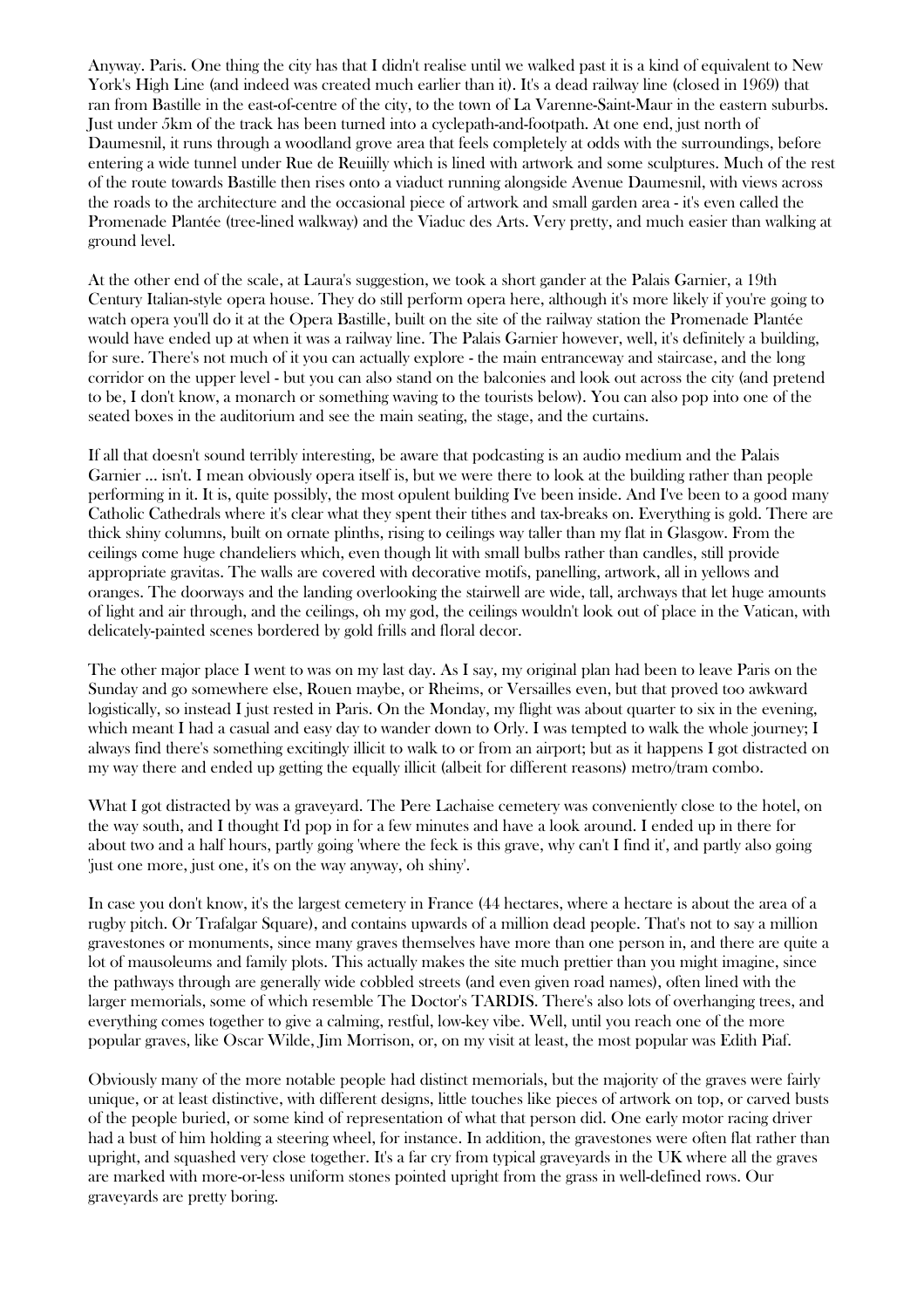Anyway. Paris. One thing the city has that I didn't realise until we walked past it is a kind of equivalent to New York's High Line (and indeed was created much earlier than it). It's a dead railway line (closed in 1969) that ran from Bastille in the east-of-centre of the city, to the town of La Varenne-Saint-Maur in the eastern suburbs. Just under 5km of the track has been turned into a cyclepath-and-footpath. At one end, just north of Daumesnil, it runs through a woodland grove area that feels completely at odds with the surroundings, before entering a wide tunnel under Rue de Reuiilly which is lined with artwork and some sculptures. Much of the rest of the route towards Bastille then rises onto a viaduct running alongside Avenue Daumesnil, with views across the roads to the architecture and the occasional piece of artwork and small garden area - it's even called the Promenade Plantée (tree-lined walkway) and the Viaduc des Arts. Very pretty, and much easier than walking at ground level.

At the other end of the scale, at Laura's suggestion, we took a short gander at the Palais Garnier, a 19th Century Italian-style opera house. They do still perform opera here, although it's more likely if you're going to watch opera you'll do it at the Opera Bastille, built on the site of the railway station the Promenade Plantée would have ended up at when it was a railway line. The Palais Garnier however, well, it's definitely a building, for sure. There's not much of it you can actually explore - the main entranceway and staircase, and the long corridor on the upper level - but you can also stand on the balconies and look out across the city (and pretend to be, I don't know, a monarch or something waving to the tourists below). You can also pop into one of the seated boxes in the auditorium and see the main seating, the stage, and the curtains.

If all that doesn't sound terribly interesting, be aware that podcasting is an audio medium and the Palais Garnier ... isn't. I mean obviously opera itself is, but we were there to look at the building rather than people performing in it. It is, quite possibly, the most opulent building I've been inside. And I've been to a good many Catholic Cathedrals where it's clear what they spent their tithes and tax-breaks on. Everything is gold. There are thick shiny columns, built on ornate plinths, rising to ceilings way taller than my flat in Glasgow. From the ceilings come huge chandeliers which, even though lit with small bulbs rather than candles, still provide appropriate gravitas. The walls are covered with decorative motifs, panelling, artwork, all in yellows and oranges. The doorways and the landing overlooking the stairwell are wide, tall, archways that let huge amounts of light and air through, and the ceilings, oh my god, the ceilings wouldn't look out of place in the Vatican, with delicately-painted scenes bordered by gold frills and floral decor.

The other major place I went to was on my last day. As I say, my original plan had been to leave Paris on the Sunday and go somewhere else, Rouen maybe, or Rheims, or Versailles even, but that proved too awkward logistically, so instead I just rested in Paris. On the Monday, my flight was about quarter to six in the evening, which meant I had a casual and easy day to wander down to Orly. I was tempted to walk the whole journey; I always find there's something excitingly illicit to walk to or from an airport; but as it happens I got distracted on my way there and ended up getting the equally illicit (albeit for different reasons) metro/tram combo.

What I got distracted by was a graveyard. The Pere Lachaise cemetery was conveniently close to the hotel, on the way south, and I thought I'd pop in for a few minutes and have a look around. I ended up in there for about two and a half hours, partly going 'where the feck is this grave, why can't I find it', and partly also going 'just one more, just one, it's on the way anyway, oh shiny'.

In case you don't know, it's the largest cemetery in France (44 hectares, where a hectare is about the area of a rugby pitch. Or Trafalgar Square), and contains upwards of a million dead people. That's not to say a million gravestones or monuments, since many graves themselves have more than one person in, and there are quite a lot of mausoleums and family plots. This actually makes the site much prettier than you might imagine, since the pathways through are generally wide cobbled streets (and even given road names), often lined with the larger memorials, some of which resemble The Doctor's TARDIS. There's also lots of overhanging trees, and everything comes together to give a calming, restful, low-key vibe. Well, until you reach one of the more popular graves, like Oscar Wilde, Jim Morrison, or, on my visit at least, the most popular was Edith Piaf.

Obviously many of the more notable people had distinct memorials, but the majority of the graves were fairly unique, or at least distinctive, with different designs, little touches like pieces of artwork on top, or carved busts of the people buried, or some kind of representation of what that person did. One early motor racing driver had a bust of him holding a steering wheel, for instance. In addition, the gravestones were often flat rather than upright, and squashed very close together. It's a far cry from typical graveyards in the UK where all the graves are marked with more-or-less uniform stones pointed upright from the grass in well-defined rows. Our graveyards are pretty boring.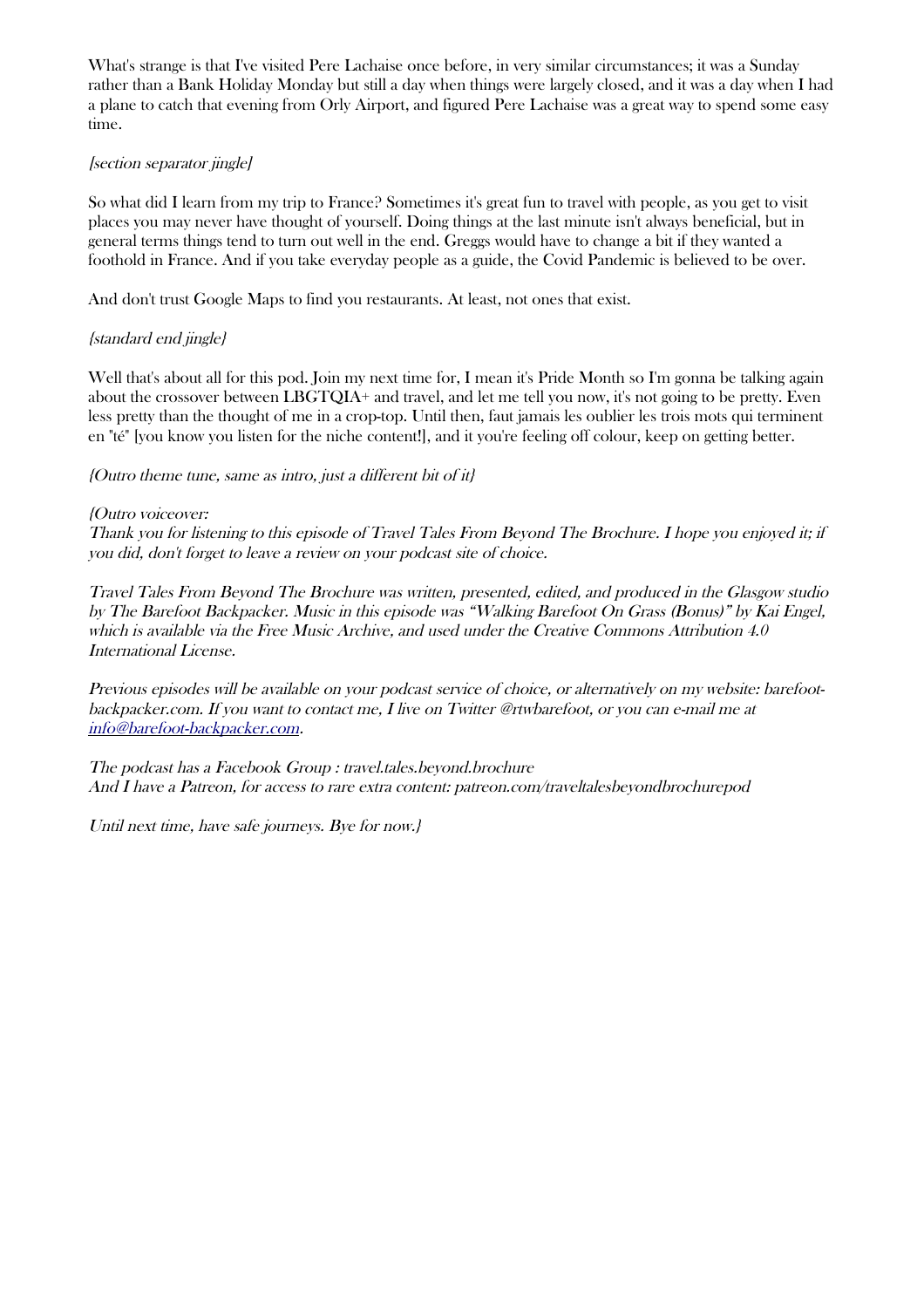What's strange is that I've visited Pere Lachaise once before, in very similar circumstances; it was a Sunday rather than a Bank Holiday Monday but still a day when things were largely closed, and it was a day when I had a plane to catch that evening from Orly Airport, and figured Pere Lachaise was a great way to spend some easy time.

*[section separator jingle]*

So what did I learn from my trip to France? Sometimes it's great fun to travel with people, as you get to visit places you may never have thought of yourself. Doing things at the last minute isn't always beneficial, but in general terms things tend to turn out well in the end. Greggs would have to change a bit if they wanted a foothold in France. And if you take everyday people as a guide, the Covid Pandemic is believed to be over.

And don't trust Google Maps to find you restaurants. At least, not ones that exist.

*{standard end jingle}*

Well that's about all for this pod. Join my next time for, I mean it's Pride Month so I'm gonna be talking again about the crossover between LBGTQIA+ and travel, and let me tell you now, it's not going to be pretty. Even less pretty than the thought of me in a crop-top. Until then, faut jamais les oublier les trois mots qui terminent en "té" [you know you listen for the niche content!], and it you're feeling off colour, keep on getting better.

*{Outro theme tune, same as intro, just a different bit of it}*

*{Outro voiceover:*
*Thank you for listening to this episode of Travel Tales From Beyond The Brochure. I hope you enjoyed it; if you did, don't forget to leave a review on your podcast site of choice.*

*Travel Tales From Beyond The Brochure was written, presented, edited, and produced in the Glasgow studio by The Barefoot Backpacker. Music in this episode was "Walking Barefoot On Grass (Bonus)" by Kai Engel, which is available via the Free Music Archive, and used under the Creative Commons Attribution 4.0 International License.*

*Previous episodes will be available on your podcast service of choice, or alternatively on my website: barefoot-backpacker.com. If you want to contact me, I live on Twitter @rtwbarefoot, or you can e-mail me at [info@barefoot-backpacker.com](mailto:info@barefoot-backpacker.com).*

*The podcast has a Facebook Group : travel.tales.beyond.brochure*
*And I have a Patreon, for access to rare extra content: patreon.com/traveltalesbeyondbrochurepod*

*Until next time, have safe journeys. Bye for now.}*